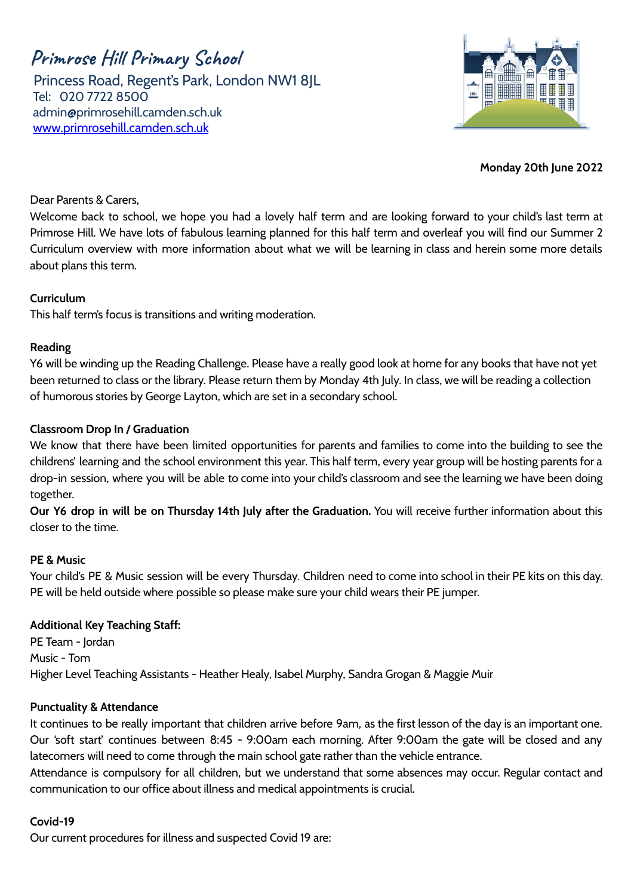# Primrose Hill Primary School

Princess Road, Regent's Park, London NW1 8JL
Tel: 020 7722 8500
admin@primrosehill.camden.sch.uk
www.primrosehill.camden.sch.uk

**Monday 20th June 2022**

Dear Parents & Carers,

Welcome back to school, we hope you had a lovely half term and are looking forward to your child's last term at Primrose Hill. We have lots of fabulous learning planned for this half term and overleaf you will find our Summer 2 Curriculum overview with more information about what we will be learning in class and herein some more details about plans this term.

**Curriculum**

This half term's focus is transitions and writing moderation.

**Reading**

Y6 will be winding up the Reading Challenge. Please have a really good look at home for any books that have not yet been returned to class or the library. Please return them by Monday 4th July. In class, we will be reading a collection of humorous stories by George Layton, which are set in a secondary school.

**Classroom Drop In / Graduation**

We know that there have been limited opportunities for parents and families to come into the building to see the childrens' learning and the school environment this year. This half term, every year group will be hosting parents for a drop-in session, where you will be able to come into your child's classroom and see the learning we have been doing together.

**Our Y6 drop in will be on Thursday 14th July after the Graduation.** You will receive further information about this closer to the time.

**PE & Music**

Your child's PE & Music session will be every Thursday. Children need to come into school in their PE kits on this day. PE will be held outside where possible so please make sure your child wears their PE jumper.

**Additional Key Teaching Staff:**

PE Team - Jordan
Music - Tom
Higher Level Teaching Assistants - Heather Healy, Isabel Murphy, Sandra Grogan & Maggie Muir

**Punctuality & Attendance**

It continues to be really important that children arrive before 9am, as the first lesson of the day is an important one. Our 'soft start' continues between 8:45 - 9:00am each morning. After 9:00am the gate will be closed and any latecomers will need to come through the main school gate rather than the vehicle entrance.

Attendance is compulsory for all children, but we understand that some absences may occur. Regular contact and communication to our office about illness and medical appointments is crucial.

**Covid-19**

Our current procedures for illness and suspected Covid 19 are: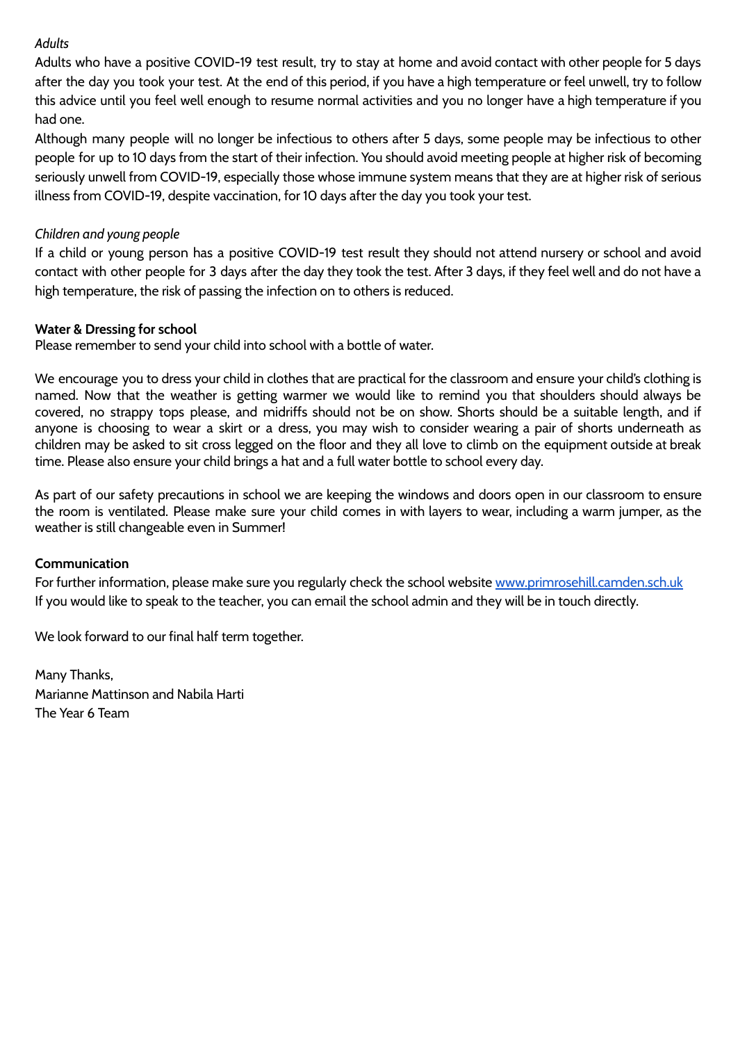*Adults*

Adults who have a positive COVID-19 test result, try to stay at home and avoid contact with other people for 5 days after the day you took your test. At the end of this period, if you have a high temperature or feel unwell, try to follow this advice until you feel well enough to resume normal activities and you no longer have a high temperature if you had one.

Although many people will no longer be infectious to others after 5 days, some people may be infectious to other people for up to 10 days from the start of their infection. You should avoid meeting people at higher risk of becoming seriously unwell from COVID-19, especially those whose immune system means that they are at higher risk of serious illness from COVID-19, despite vaccination, for 10 days after the day you took your test.

*Children and young people*

If a child or young person has a positive COVID-19 test result they should not attend nursery or school and avoid contact with other people for 3 days after the day they took the test. After 3 days, if they feel well and do not have a high temperature, the risk of passing the infection on to others is reduced.

**Water & Dressing for school**

Please remember to send your child into school with a bottle of water.

We encourage you to dress your child in clothes that are practical for the classroom and ensure your child's clothing is named. Now that the weather is getting warmer we would like to remind you that shoulders should always be covered, no strappy tops please, and midriffs should not be on show. Shorts should be a suitable length, and if anyone is choosing to wear a skirt or a dress, you may wish to consider wearing a pair of shorts underneath as children may be asked to sit cross legged on the floor and they all love to climb on the equipment outside at break time. Please also ensure your child brings a hat and a full water bottle to school every day.

As part of our safety precautions in school we are keeping the windows and doors open in our classroom to ensure the room is ventilated. Please make sure your child comes in with layers to wear, including a warm jumper, as the weather is still changeable even in Summer!

**Communication**

For further information, please make sure you regularly check the school website [www.primrosehill.camden.sch.uk](http://www.primrosehill.camden.sch.uk)
If you would like to speak to the teacher, you can email the school admin and they will be in touch directly.

We look forward to our final half term together.

Many Thanks,
Marianne Mattinson and Nabila Harti
The Year 6 Team